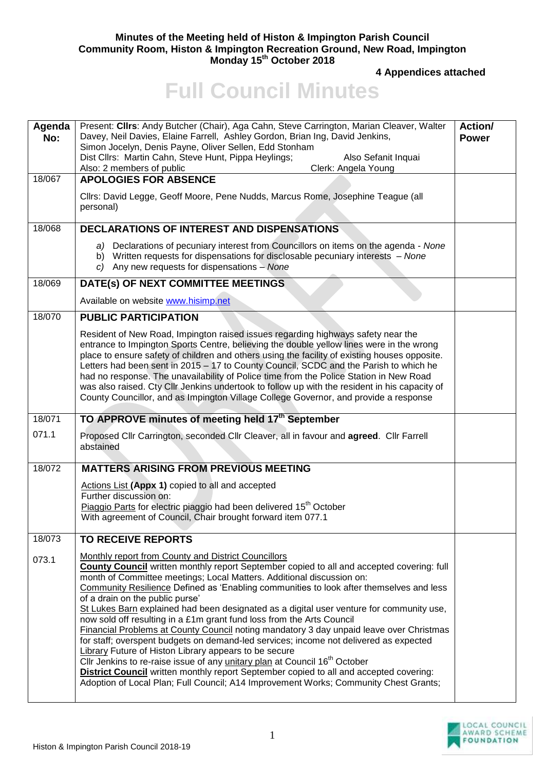**Minutes of the Meeting held of Histon & Impington Parish Council**
**Community Room, Histon & Impington Recreation Ground, New Road, Impington**
**Monday 15th October 2018**

**4 Appendices attached**

# Full Council Minutes

| Agenda No: | Present: **Cllrs**: Andy Butcher (Chair), Aga Cahn, Steve Carrington, Marian Cleaver, Walter Davey, Neil Davies, Elaine Farrell, Ashley Gordon, Brian Ing, David Jenkins, Simon Jocelyn, Denis Payne, Oliver Sellen, Edd Stonham<br>Dist Cllrs: Martin Cahn, Steve Hunt, Pippa Heylings; Also Sefanit Inquai<br>Also: 2 members of public Clerk: Angela Young | **Action/ Power** |
|---|---|---|
| 18/067 | **APOLOGIES FOR ABSENCE**<br><br>Cllrs: David Legge, Geoff Moore, Pene Nudds, Marcus Rome, Josephine Teague (all personal) | |
| 18/068 | **DECLARATIONS OF INTEREST AND DISPENSATIONS**<br><br>a) Declarations of pecuniary interest from Councillors on items on the agenda - *None*<br>b) Written requests for dispensations for disclosable pecuniary interests – *None*<br>c) Any new requests for dispensations – *None* | |
| 18/069 | **DATE(s) OF NEXT COMMITTEE MEETINGS**<br><br>Available on website www.hisimp.net | |
| 18/070 | **PUBLIC PARTICIPATION**<br><br>Resident of New Road, Impington raised issues regarding highways safety near the entrance to Impington Sports Centre, believing the double yellow lines were in the wrong place to ensure safety of children and others using the facility of existing houses opposite. Letters had been sent in 2015 – 17 to County Council, SCDC and the Parish to which he had no response. The unavailability of Police time from the Police Station in New Road was also raised. Cty Cllr Jenkins undertook to follow up with the resident in his capacity of County Councillor, and as Impington Village College Governor, and provide a response | |
| 18/071 | **TO APPROVE minutes of meeting held 17th September** | |
| 071.1 | Proposed Cllr Carrington, seconded Cllr Cleaver, all in favour and **agreed**. Cllr Farrell abstained | |
| 18/072 | **MATTERS ARISING FROM PREVIOUS MEETING**<br><br>Actions List **(Appx 1)** copied to all and accepted<br>Further discussion on:<br>Piaggio Parts for electric piaggio had been delivered 15th October<br>With agreement of Council, Chair brought forward item 077.1 | |
| 18/073 | **TO RECEIVE REPORTS** | |
| 073.1 | Monthly report from County and District Councillors<br>**County Council** written monthly report September copied to all and accepted covering: full month of Committee meetings; Local Matters. Additional discussion on:<br>Community Resilience Defined as 'Enabling communities to look after themselves and less of a drain on the public purse'<br>St Lukes Barn explained had been designated as a digital user venture for community use, now sold off resulting in a £1m grant fund loss from the Arts Council<br>Financial Problems at County Council noting mandatory 3 day unpaid leave over Christmas for staff; overspent budgets on demand-led services; income not delivered as expected<br>Library Future of Histon Library appears to be secure<br>Cllr Jenkins to re-raise issue of any unitary plan at Council 16th October<br>**District Council** written monthly report September copied to all and accepted covering: Adoption of Local Plan; Full Council; A14 Improvement Works; Community Chest Grants; | |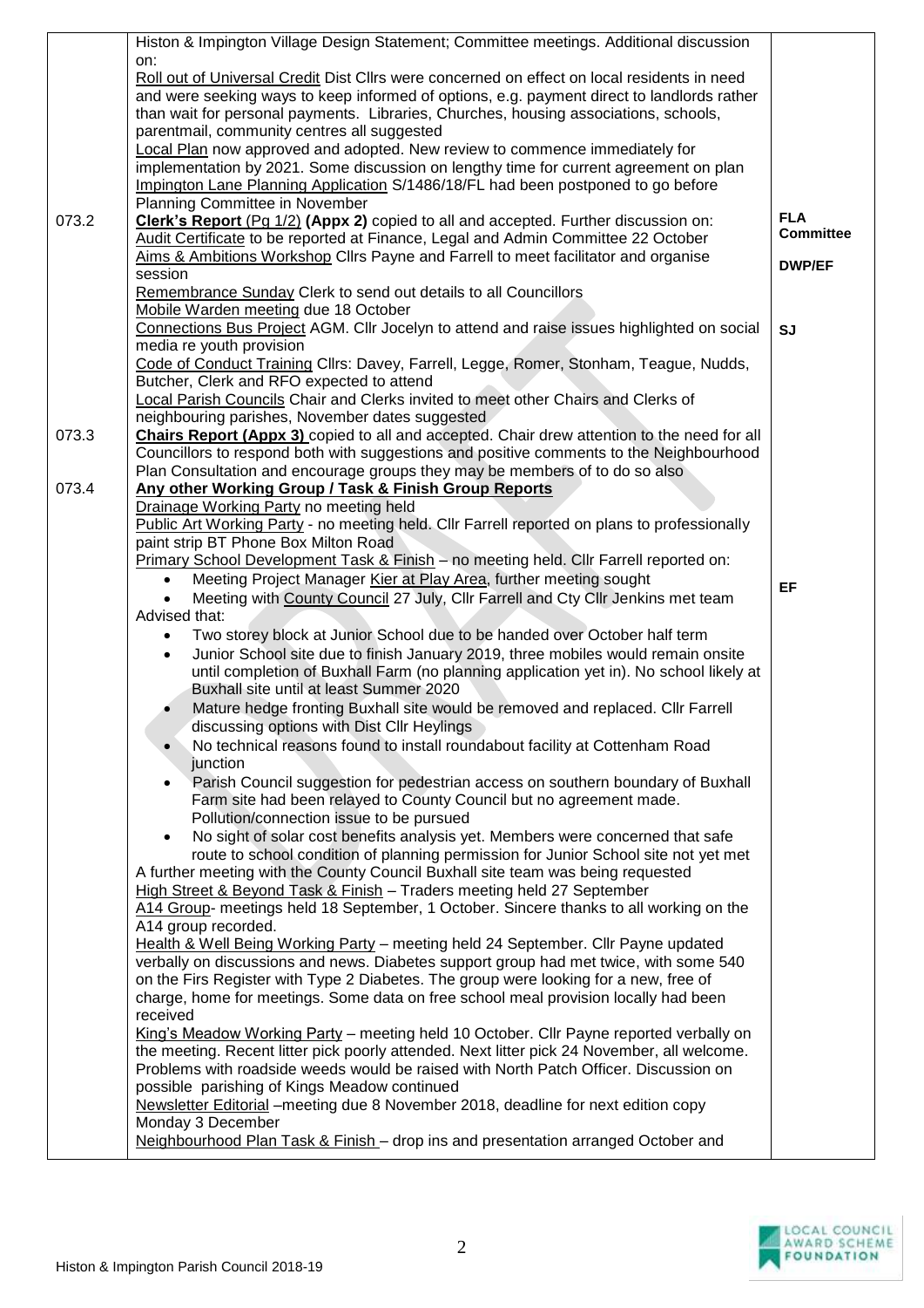| | | |
|---|---|---|
| | Histon & Impington Village Design Statement; Committee meetings. Additional discussion on:<br>Roll out of Universal Credit Dist Cllrs were concerned on effect on local residents in need and were seeking ways to keep informed of options, e.g. payment direct to landlords rather than wait for personal payments. Libraries, Churches, housing associations, schools, parentmail, community centres all suggested<br>Local Plan now approved and adopted. New review to commence immediately for implementation by 2021. Some discussion on lengthy time for current agreement on plan<br>Impington Lane Planning Application S/1486/18/FL had been postponed to go before Planning Committee in November | |
| 073.2 | **Clerk's Report** (Pg 1/2) **(Appx 2)** copied to all and accepted. Further discussion on:<br>Audit Certificate to be reported at Finance, Legal and Admin Committee 22 October<br>Aims & Ambitions Workshop Cllrs Payne and Farrell to meet facilitator and organise session<br>Remembrance Sunday Clerk to send out details to all Councillors<br>Mobile Warden meeting due 18 October<br>Connections Bus Project AGM. Cllr Jocelyn to attend and raise issues highlighted on social media re youth provision<br>Code of Conduct Training Cllrs: Davey, Farrell, Legge, Romer, Stonham, Teague, Nudds, Butcher, Clerk and RFO expected to attend<br>Local Parish Councils Chair and Clerks invited to meet other Chairs and Clerks of neighbouring parishes, November dates suggested | **FLA Committee**<br><br>**DWP/EF**<br><br><br><br>**SJ** |
| 073.3 | **Chairs Report (Appx 3)** copied to all and accepted. Chair drew attention to the need for all Councillors to respond both with suggestions and positive comments to the Neighbourhood Plan Consultation and encourage groups they may be members of to do so also | |
| 073.4 | **Any other Working Group / Task & Finish Group Reports**<br>Drainage Working Party no meeting held<br>Public Art Working Party - no meeting held. Cllr Farrell reported on plans to professionally paint strip BT Phone Box Milton Road<br>Primary School Development Task & Finish – no meeting held. Cllr Farrell reported on:<br>• Meeting Project Manager Kier at Play Area, further meeting sought<br>• Meeting with County Council 27 July, Cllr Farrell and Cty Cllr Jenkins met team<br>Advised that:<br>• Two storey block at Junior School due to be handed over October half term<br>• Junior School site due to finish January 2019, three mobiles would remain onsite until completion of Buxhall Farm (no planning application yet in). No school likely at Buxhall site until at least Summer 2020<br>• Mature hedge fronting Buxhall site would be removed and replaced. Cllr Farrell discussing options with Dist Cllr Heylings<br>• No technical reasons found to install roundabout facility at Cottenham Road junction<br>• Parish Council suggestion for pedestrian access on southern boundary of Buxhall Farm site had been relayed to County Council but no agreement made. Pollution/connection issue to be pursued<br>• No sight of solar cost benefits analysis yet. Members were concerned that safe route to school condition of planning permission for Junior School site not yet met<br>A further meeting with the County Council Buxhall site team was being requested<br>High Street & Beyond Task & Finish – Traders meeting held 27 September<br>A14 Group- meetings held 18 September, 1 October. Sincere thanks to all working on the A14 group recorded.<br>Health & Well Being Working Party – meeting held 24 September. Cllr Payne updated verbally on discussions and news. Diabetes support group had met twice, with some 540 on the Firs Register with Type 2 Diabetes. The group were looking for a new, free of charge, home for meetings. Some data on free school meal provision locally had been received<br>King's Meadow Working Party – meeting held 10 October. Cllr Payne reported verbally on the meeting. Recent litter pick poorly attended. Next litter pick 24 November, all welcome. Problems with roadside weeds would be raised with North Patch Officer. Discussion on possible parishing of Kings Meadow continued<br>Newsletter Editorial –meeting due 8 November 2018, deadline for next edition copy Monday 3 December<br>Neighbourhood Plan Task & Finish – drop ins and presentation arranged October and | <br><br><br><br><br><br>**EF** |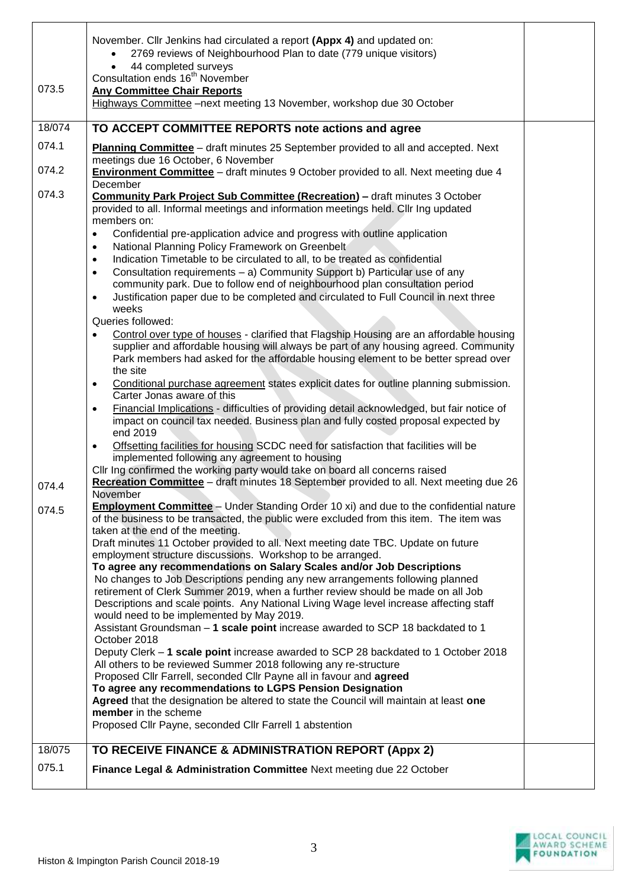| | | |
|---|---|---|
| 073.5 | November. Cllr Jenkins had circulated a report **(Appx 4)** and updated on:<br>• 2769 reviews of Neighbourhood Plan to date (779 unique visitors)<br>• 44 completed surveys<br>Consultation ends 16th November<br>**Any Committee Chair Reports**<br>Highways Committee –next meeting 13 November, workshop due 30 October | |
| 18/074 | **TO ACCEPT COMMITTEE REPORTS note actions and agree** | |
| 074.1 | **Planning Committee** – draft minutes 25 September provided to all and accepted. Next meetings due 16 October, 6 November | |
| 074.2 | **Environment Committee** – draft minutes 9 October provided to all. Next meeting due 4 December | |
| 074.3 | **Community Park Project Sub Committee (Recreation) –** draft minutes 3 October provided to all. Informal meetings and information meetings held. Cllr Ing updated members on:<br>• Confidential pre-application advice and progress with outline application<br>• National Planning Policy Framework on Greenbelt<br>• Indication Timetable to be circulated to all, to be treated as confidential<br>• Consultation requirements – a) Community Support b) Particular use of any community park. Due to follow end of neighbourhood plan consultation period<br>• Justification paper due to be completed and circulated to Full Council in next three weeks<br>Queries followed:<br>• Control over type of houses - clarified that Flagship Housing are an affordable housing supplier and affordable housing will always be part of any housing agreed. Community Park members had asked for the affordable housing element to be better spread over the site<br>• Conditional purchase agreement states explicit dates for outline planning submission. Carter Jonas aware of this<br>• Financial Implications - difficulties of providing detail acknowledged, but fair notice of impact on council tax needed. Business plan and fully costed proposal expected by end 2019<br>• Offsetting facilities for housing SCDC need for satisfaction that facilities will be implemented following any agreement to housing<br>Cllr Ing confirmed the working party would take on board all concerns raised | |
| 074.4 | **Recreation Committee** – draft minutes 18 September provided to all. Next meeting due 26 November | |
| 074.5 | **Employment Committee** – Under Standing Order 10 xi) and due to the confidential nature of the business to be transacted, the public were excluded from this item. The item was taken at the end of the meeting.<br>Draft minutes 11 October provided to all. Next meeting date TBC. Update on future employment structure discussions. Workshop to be arranged.<br>**To agree any recommendations on Salary Scales and/or Job Descriptions**<br>No changes to Job Descriptions pending any new arrangements following planned retirement of Clerk Summer 2019, when a further review should be made on all Job Descriptions and scale points. Any National Living Wage level increase affecting staff would need to be implemented by May 2019.<br>Assistant Groundsman – **1 scale point** increase awarded to SCP 18 backdated to 1 October 2018<br>Deputy Clerk – **1 scale point** increase awarded to SCP 28 backdated to 1 October 2018<br>All others to be reviewed Summer 2018 following any re-structure<br>Proposed Cllr Farrell, seconded Cllr Payne all in favour and **agreed**<br>**To agree any recommendations to LGPS Pension Designation**<br>**Agreed** that the designation be altered to state the Council will maintain at least **one member** in the scheme<br>Proposed Cllr Payne, seconded Cllr Farrell 1 abstention | |
| 18/075 | **TO RECEIVE FINANCE & ADMINISTRATION REPORT (Appx 2)** | |
| 075.1 | **Finance Legal & Administration Committee** Next meeting due 22 October | |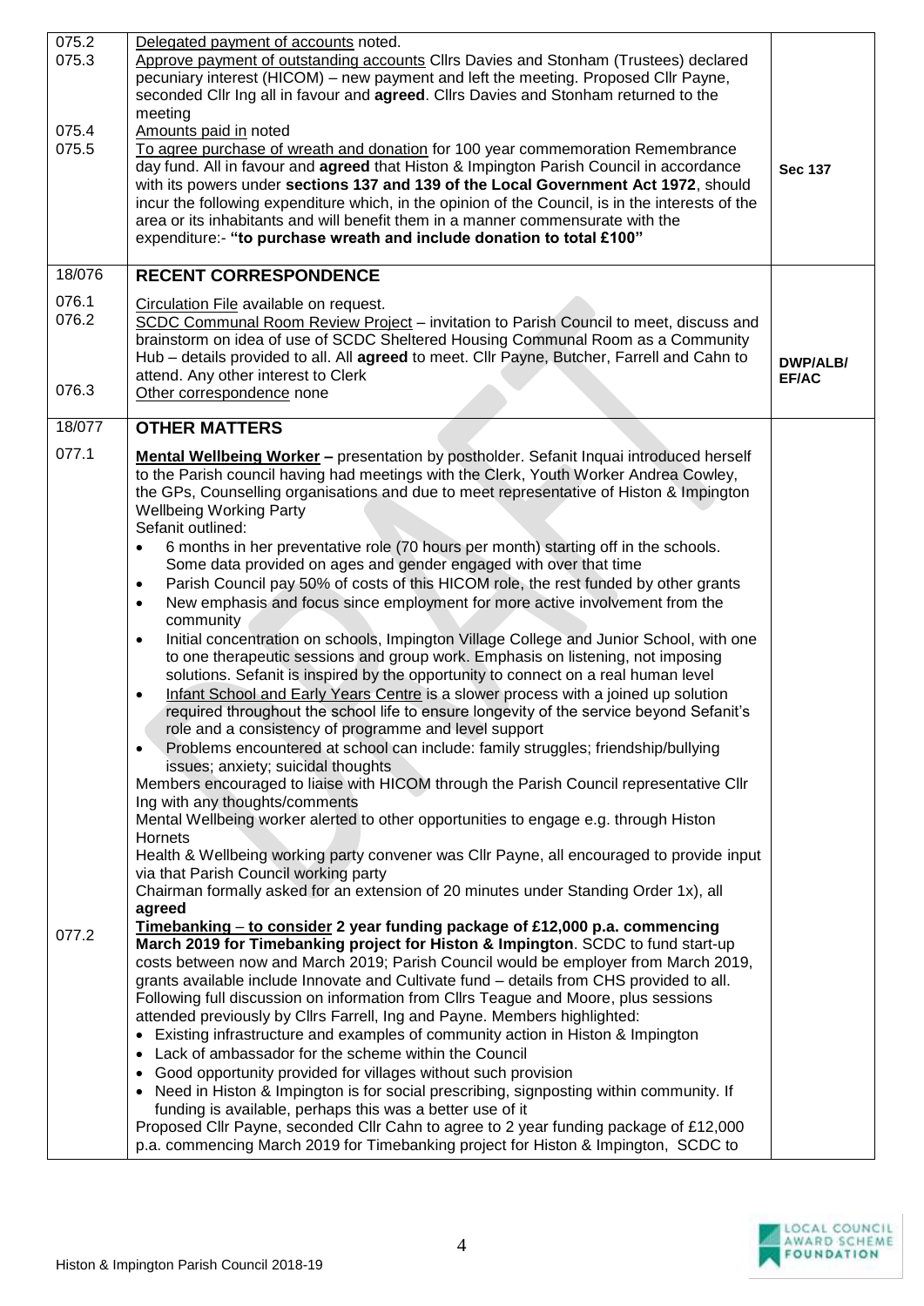| | | |
|---|---|---|
| 075.2<br>075.3<br><br><br><br>075.4<br>075.5 | Delegated payment of accounts noted.<br>Approve payment of outstanding accounts Cllrs Davies and Stonham (Trustees) declared pecuniary interest (HICOM) – new payment and left the meeting. Proposed Cllr Payne, seconded Cllr Ing all in favour and **agreed**. Cllrs Davies and Stonham returned to the meeting<br>Amounts paid in noted<br>To agree purchase of wreath and donation for 100 year commemoration Remembrance day fund. All in favour and **agreed** that Histon & Impington Parish Council in accordance with its powers under **sections 137 and 139 of the Local Government Act 1972**, should incur the following expenditure which, in the opinion of the Council, is in the interests of the area or its inhabitants and will benefit them in a manner commensurate with the expenditure:- **"to purchase wreath and include donation to total £100"** | **Sec 137** |
| 18/076 | **RECENT CORRESPONDENCE** | |
| 076.1<br>076.2<br><br><br><br>076.3 | Circulation File available on request.<br>SCDC Communal Room Review Project – invitation to Parish Council to meet, discuss and brainstorm on idea of use of SCDC Sheltered Housing Communal Room as a Community Hub – details provided to all. All **agreed** to meet. Cllr Payne, Butcher, Farrell and Cahn to attend. Any other interest to Clerk<br>Other correspondence none | **DWP/ALB/ EF/AC** |
| 18/077 | **OTHER MATTERS** | |
| 077.1<br><br><br><br><br><br><br><br><br><br><br><br><br><br><br><br><br><br><br><br><br><br><br><br><br><br><br><br>077.2 | **Mental Wellbeing Worker –** presentation by postholder. Sefanit Inquai introduced herself to the Parish council having had meetings with the Clerk, Youth Worker Andrea Cowley, the GPs, Counselling organisations and due to meet representative of Histon & Impington Wellbeing Working Party<br>Sefanit outlined:<br>• 6 months in her preventative role (70 hours per month) starting off in the schools. Some data provided on ages and gender engaged with over that time<br>• Parish Council pay 50% of costs of this HICOM role, the rest funded by other grants<br>• New emphasis and focus since employment for more active involvement from the community<br>• Initial concentration on schools, Impington Village College and Junior School, with one to one therapeutic sessions and group work. Emphasis on listening, not imposing solutions. Sefanit is inspired by the opportunity to connect on a real human level<br>• Infant School and Early Years Centre is a slower process with a joined up solution required throughout the school life to ensure longevity of the service beyond Sefanit's role and a consistency of programme and level support<br>• Problems encountered at school can include: family struggles; friendship/bullying issues; anxiety; suicidal thoughts<br>Members encouraged to liaise with HICOM through the Parish Council representative Cllr Ing with any thoughts/comments<br>Mental Wellbeing worker alerted to other opportunities to engage e.g. through Histon Hornets<br>Health & Wellbeing working party convener was Cllr Payne, all encouraged to provide input via that Parish Council working party<br>Chairman formally asked for an extension of 20 minutes under Standing Order 1x), all **agreed**<br>**Timebanking – to consider 2 year funding package of £12,000 p.a. commencing March 2019 for Timebanking project for Histon & Impington**. SCDC to fund start-up costs between now and March 2019; Parish Council would be employer from March 2019, grants available include Innovate and Cultivate fund – details from CHS provided to all. Following full discussion on information from Cllrs Teague and Moore, plus sessions attended previously by Cllrs Farrell, Ing and Payne. Members highlighted:<br>• Existing infrastructure and examples of community action in Histon & Impington<br>• Lack of ambassador for the scheme within the Council<br>• Good opportunity provided for villages without such provision<br>• Need in Histon & Impington is for social prescribing, signposting within community. If funding is available, perhaps this was a better use of it<br>Proposed Cllr Payne, seconded Cllr Cahn to agree to 2 year funding package of £12,000 p.a. commencing March 2019 for Timebanking project for Histon & Impington, SCDC to | |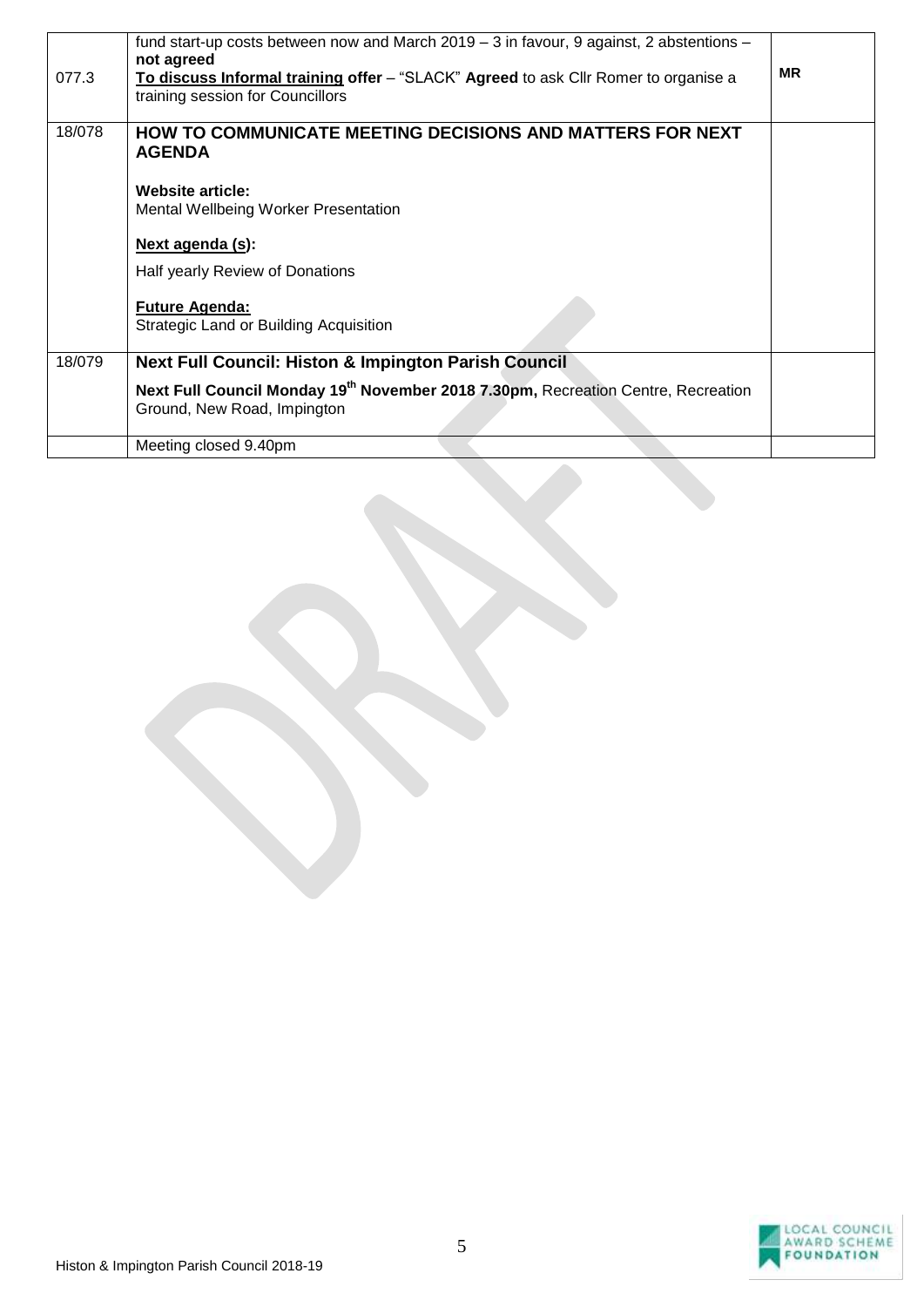| | | |
|---|---|---|
| 077.3 | fund start-up costs between now and March 2019 – 3 in favour, 9 against, 2 abstentions – **not agreed**<br>**To discuss Informal training offer** – "SLACK" **Agreed** to ask Cllr Romer to organise a training session for Councillors | **MR** |
| 18/078 | **HOW TO COMMUNICATE MEETING DECISIONS AND MATTERS FOR NEXT AGENDA**<br><br>**Website article:**<br>Mental Wellbeing Worker Presentation<br><br>**Next agenda (s):**<br>Half yearly Review of Donations<br><br>**Future Agenda:**<br>Strategic Land or Building Acquisition | |
| 18/079 | **Next Full Council: Histon & Impington Parish Council**<br>**Next Full Council Monday 19th November 2018 7.30pm,** Recreation Centre, Recreation Ground, New Road, Impington | |
| | Meeting closed 9.40pm | |